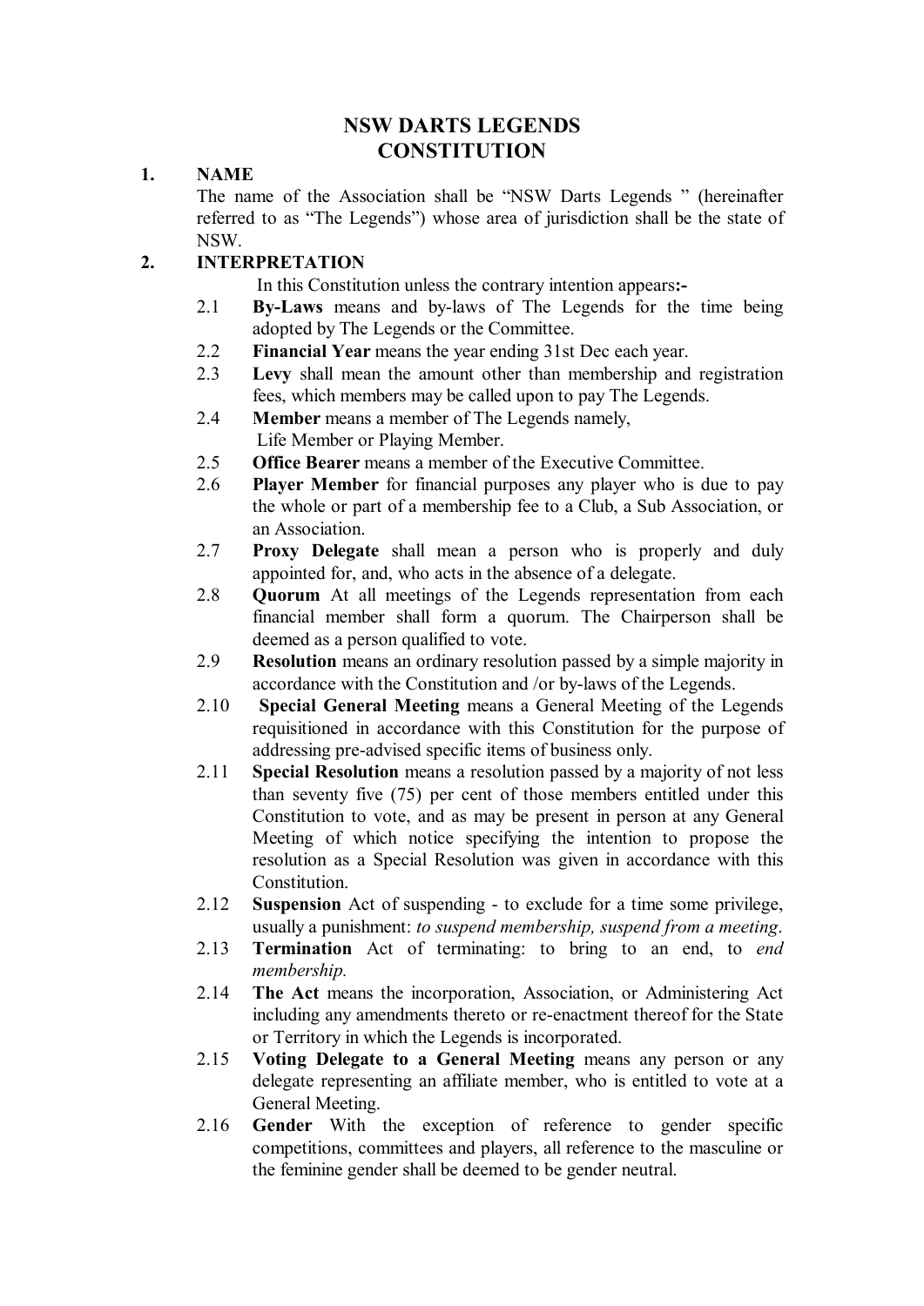# NSW DARTS LEGENDS
# CONSTITUTION

## 1. NAME

The name of the Association shall be "NSW Darts Legends " (hereinafter referred to as "The Legends") whose area of jurisdiction shall be the state of NSW.

## 2. INTERPRETATION

In this Constitution unless the contrary intention appears**:-**

2.1 **By-Laws** means and by-laws of The Legends for the time being adopted by The Legends or the Committee.

2.2 **Financial Year** means the year ending 31st Dec each year.

2.3 **Levy** shall mean the amount other than membership and registration fees, which members may be called upon to pay The Legends.

2.4 **Member** means a member of The Legends namely,
Life Member or Playing Member.

2.5 **Office Bearer** means a member of the Executive Committee.

2.6 **Player Member** for financial purposes any player who is due to pay the whole or part of a membership fee to a Club, a Sub Association, or an Association.

2.7 **Proxy Delegate** shall mean a person who is properly and duly appointed for, and, who acts in the absence of a delegate.

2.8 **Quorum** At all meetings of the Legends representation from each financial member shall form a quorum. The Chairperson shall be deemed as a person qualified to vote.

2.9 **Resolution** means an ordinary resolution passed by a simple majority in accordance with the Constitution and /or by-laws of the Legends.

2.10 **Special General Meeting** means a General Meeting of the Legends requisitioned in accordance with this Constitution for the purpose of addressing pre-advised specific items of business only.

2.11 **Special Resolution** means a resolution passed by a majority of not less than seventy five (75) per cent of those members entitled under this Constitution to vote, and as may be present in person at any General Meeting of which notice specifying the intention to propose the resolution as a Special Resolution was given in accordance with this Constitution.

2.12 **Suspension** Act of suspending - to exclude for a time some privilege, usually a punishment: *to suspend membership, suspend from a meeting*.

2.13 **Termination** Act of terminating: to bring to an end, to *end membership.*

2.14 **The Act** means the incorporation, Association, or Administering Act including any amendments thereto or re-enactment thereof for the State or Territory in which the Legends is incorporated.

2.15 **Voting Delegate to a General Meeting** means any person or any delegate representing an affiliate member, who is entitled to vote at a General Meeting.

2.16 **Gender** With the exception of reference to gender specific competitions, committees and players, all reference to the masculine or the feminine gender shall be deemed to be gender neutral.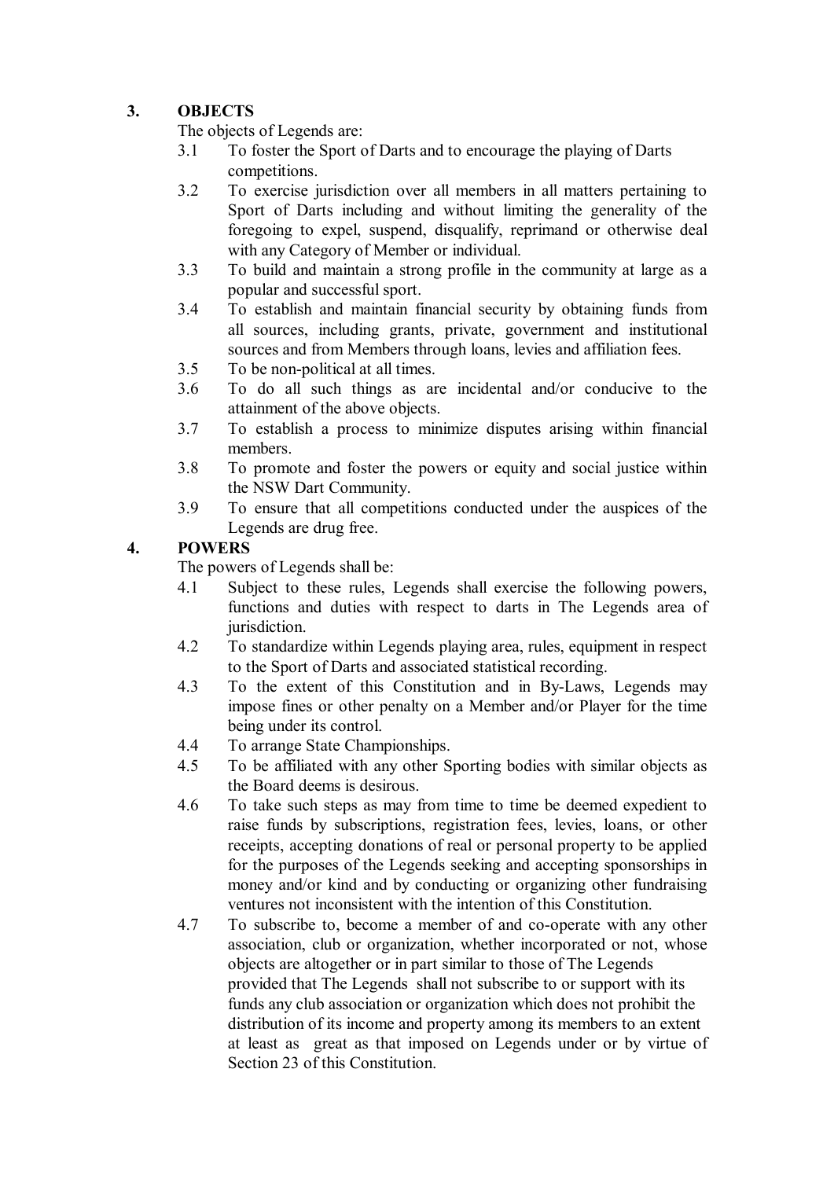## 3. OBJECTS

The objects of Legends are:

3.1 To foster the Sport of Darts and to encourage the playing of Darts competitions.

3.2 To exercise jurisdiction over all members in all matters pertaining to Sport of Darts including and without limiting the generality of the foregoing to expel, suspend, disqualify, reprimand or otherwise deal with any Category of Member or individual.

3.3 To build and maintain a strong profile in the community at large as a popular and successful sport.

3.4 To establish and maintain financial security by obtaining funds from all sources, including grants, private, government and institutional sources and from Members through loans, levies and affiliation fees.

3.5 To be non-political at all times.

3.6 To do all such things as are incidental and/or conducive to the attainment of the above objects.

3.7 To establish a process to minimize disputes arising within financial members.

3.8 To promote and foster the powers or equity and social justice within the NSW Dart Community.

3.9 To ensure that all competitions conducted under the auspices of the Legends are drug free.

## 4. POWERS

The powers of Legends shall be:

4.1 Subject to these rules, Legends shall exercise the following powers, functions and duties with respect to darts in The Legends area of jurisdiction.

4.2 To standardize within Legends playing area, rules, equipment in respect to the Sport of Darts and associated statistical recording.

4.3 To the extent of this Constitution and in By-Laws, Legends may impose fines or other penalty on a Member and/or Player for the time being under its control.

4.4 To arrange State Championships.

4.5 To be affiliated with any other Sporting bodies with similar objects as the Board deems is desirous.

4.6 To take such steps as may from time to time be deemed expedient to raise funds by subscriptions, registration fees, levies, loans, or other receipts, accepting donations of real or personal property to be applied for the purposes of the Legends seeking and accepting sponsorships in money and/or kind and by conducting or organizing other fundraising ventures not inconsistent with the intention of this Constitution.

4.7 To subscribe to, become a member of and co-operate with any other association, club or organization, whether incorporated or not, whose objects are altogether or in part similar to those of The Legends provided that The Legends shall not subscribe to or support with its funds any club association or organization which does not prohibit the distribution of its income and property among its members to an extent at least as great as that imposed on Legends under or by virtue of Section 23 of this Constitution.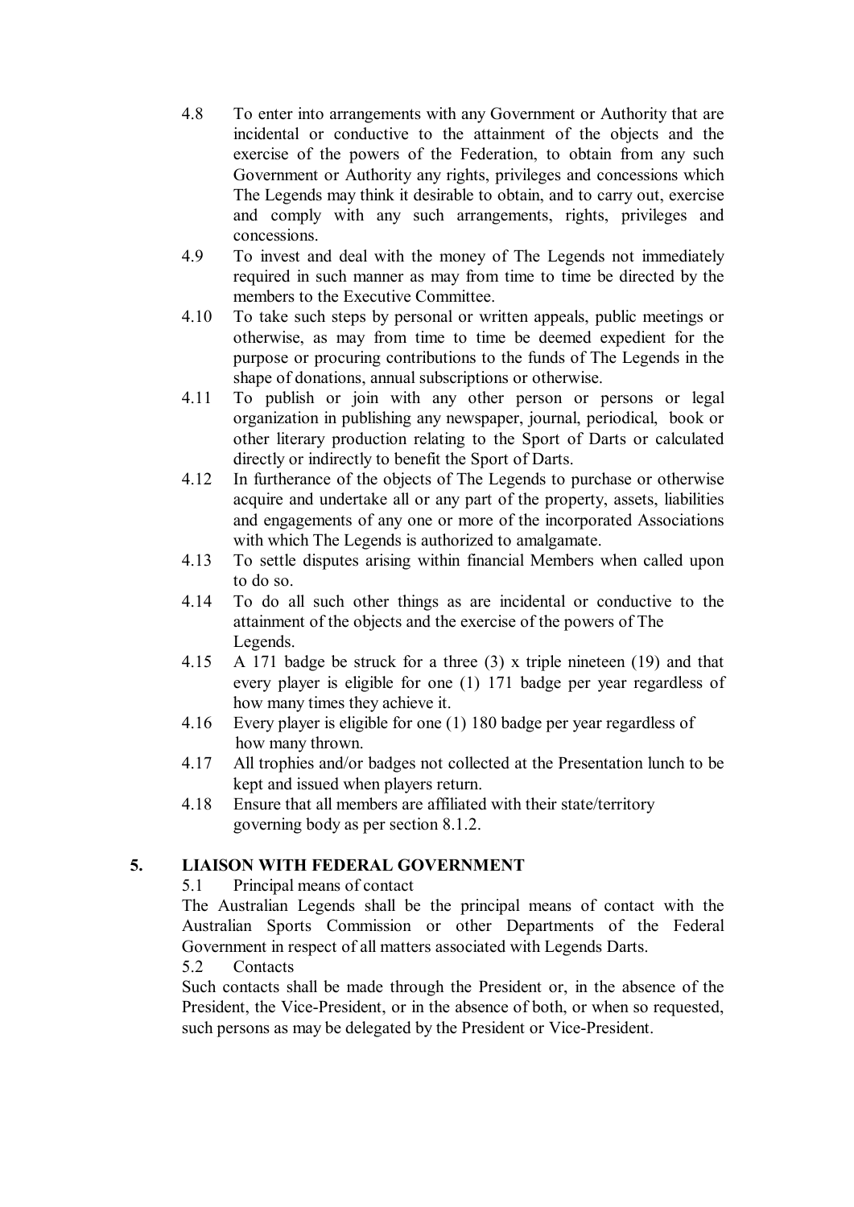4.8 To enter into arrangements with any Government or Authority that are incidental or conductive to the attainment of the objects and the exercise of the powers of the Federation, to obtain from any such Government or Authority any rights, privileges and concessions which The Legends may think it desirable to obtain, and to carry out, exercise and comply with any such arrangements, rights, privileges and concessions.

4.9 To invest and deal with the money of The Legends not immediately required in such manner as may from time to time be directed by the members to the Executive Committee.

4.10 To take such steps by personal or written appeals, public meetings or otherwise, as may from time to time be deemed expedient for the purpose or procuring contributions to the funds of The Legends in the shape of donations, annual subscriptions or otherwise.

4.11 To publish or join with any other person or persons or legal organization in publishing any newspaper, journal, periodical, book or other literary production relating to the Sport of Darts or calculated directly or indirectly to benefit the Sport of Darts.

4.12 In furtherance of the objects of The Legends to purchase or otherwise acquire and undertake all or any part of the property, assets, liabilities and engagements of any one or more of the incorporated Associations with which The Legends is authorized to amalgamate.

4.13 To settle disputes arising within financial Members when called upon to do so.

4.14 To do all such other things as are incidental or conductive to the attainment of the objects and the exercise of the powers of The Legends.

4.15 A 171 badge be struck for a three (3) x triple nineteen (19) and that every player is eligible for one (1) 171 badge per year regardless of how many times they achieve it.

4.16 Every player is eligible for one (1) 180 badge per year regardless of how many thrown.

4.17 All trophies and/or badges not collected at the Presentation lunch to be kept and issued when players return.

4.18 Ensure that all members are affiliated with their state/territory governing body as per section 8.1.2.

## 5. LIAISON WITH FEDERAL GOVERNMENT

5.1 Principal means of contact

The Australian Legends shall be the principal means of contact with the Australian Sports Commission or other Departments of the Federal Government in respect of all matters associated with Legends Darts.

5.2 Contacts

Such contacts shall be made through the President or, in the absence of the President, the Vice-President, or in the absence of both, or when so requested, such persons as may be delegated by the President or Vice-President.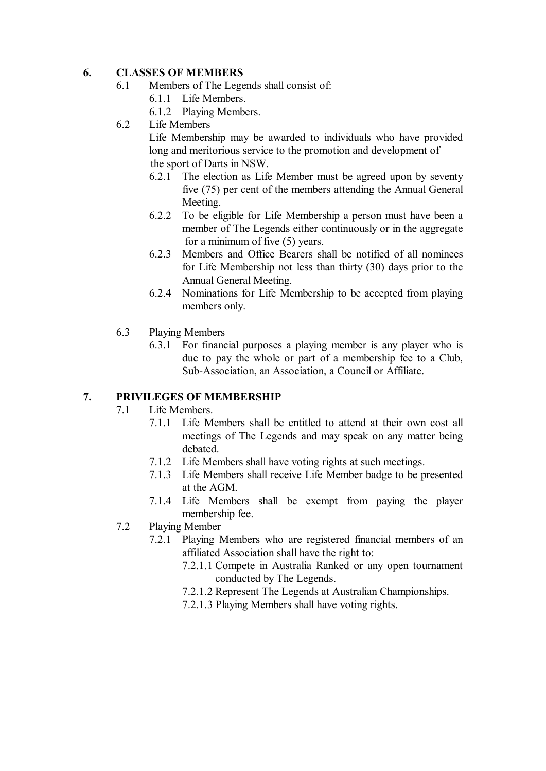## 6. CLASSES OF MEMBERS

6.1 Members of The Legends shall consist of:

- 6.1.1 Life Members.
- 6.1.2 Playing Members.

6.2 Life Members

Life Membership may be awarded to individuals who have provided long and meritorious service to the promotion and development of the sport of Darts in NSW.

- 6.2.1 The election as Life Member must be agreed upon by seventy five (75) per cent of the members attending the Annual General Meeting.
- 6.2.2 To be eligible for Life Membership a person must have been a member of The Legends either continuously or in the aggregate for a minimum of five (5) years.
- 6.2.3 Members and Office Bearers shall be notified of all nominees for Life Membership not less than thirty (30) days prior to the Annual General Meeting.
- 6.2.4 Nominations for Life Membership to be accepted from playing members only.

6.3 Playing Members

- 6.3.1 For financial purposes a playing member is any player who is due to pay the whole or part of a membership fee to a Club, Sub-Association, an Association, a Council or Affiliate.

## 7. PRIVILEGES OF MEMBERSHIP

7.1 Life Members.

- 7.1.1 Life Members shall be entitled to attend at their own cost all meetings of The Legends and may speak on any matter being debated.
- 7.1.2 Life Members shall have voting rights at such meetings.
- 7.1.3 Life Members shall receive Life Member badge to be presented at the AGM.
- 7.1.4 Life Members shall be exempt from paying the player membership fee.

7.2 Playing Member

- 7.2.1 Playing Members who are registered financial members of an affiliated Association shall have the right to:
  - 7.2.1.1 Compete in Australia Ranked or any open tournament conducted by The Legends.
  - 7.2.1.2 Represent The Legends at Australian Championships.
  - 7.2.1.3 Playing Members shall have voting rights.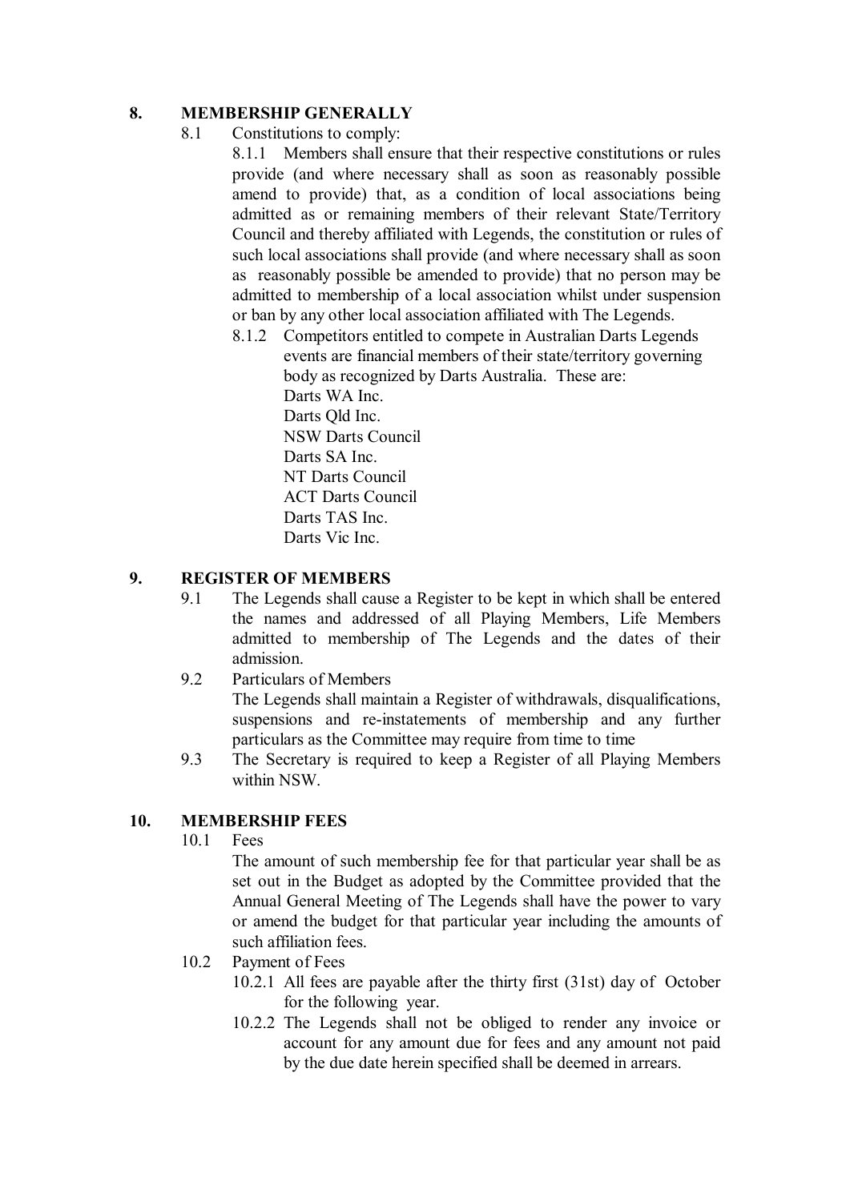## 8. MEMBERSHIP GENERALLY

8.1 Constitutions to comply:

8.1.1 Members shall ensure that their respective constitutions or rules provide (and where necessary shall as soon as reasonably possible amend to provide) that, as a condition of local associations being admitted as or remaining members of their relevant State/Territory Council and thereby affiliated with Legends, the constitution or rules of such local associations shall provide (and where necessary shall as soon as reasonably possible be amended to provide) that no person may be admitted to membership of a local association whilst under suspension or ban by any other local association affiliated with The Legends.

8.1.2 Competitors entitled to compete in Australian Darts Legends events are financial members of their state/territory governing body as recognized by Darts Australia. These are:

Darts WA Inc.
Darts Qld Inc.
NSW Darts Council
Darts SA Inc.
NT Darts Council
ACT Darts Council
Darts TAS Inc.
Darts Vic Inc.

## 9. REGISTER OF MEMBERS

9.1 The Legends shall cause a Register to be kept in which shall be entered the names and addressed of all Playing Members, Life Members admitted to membership of The Legends and the dates of their admission.

9.2 Particulars of Members

The Legends shall maintain a Register of withdrawals, disqualifications, suspensions and re-instatements of membership and any further particulars as the Committee may require from time to time

9.3 The Secretary is required to keep a Register of all Playing Members within NSW.

## 10. MEMBERSHIP FEES

10.1 Fees

The amount of such membership fee for that particular year shall be as set out in the Budget as adopted by the Committee provided that the Annual General Meeting of The Legends shall have the power to vary or amend the budget for that particular year including the amounts of such affiliation fees.

10.2 Payment of Fees

10.2.1 All fees are payable after the thirty first (31st) day of October for the following year.

10.2.2 The Legends shall not be obliged to render any invoice or account for any amount due for fees and any amount not paid by the due date herein specified shall be deemed in arrears.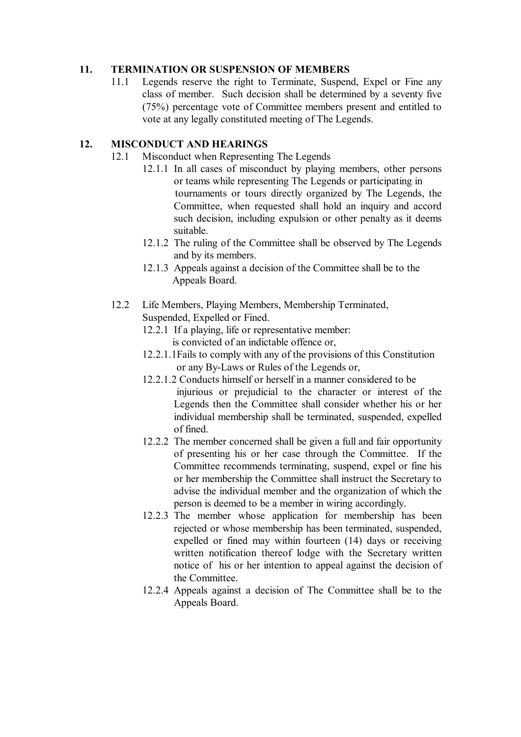## 11. TERMINATION OR SUSPENSION OF MEMBERS

11.1 Legends reserve the right to Terminate, Suspend, Expel or Fine any class of member. Such decision shall be determined by a seventy five (75%) percentage vote of Committee members present and entitled to vote at any legally constituted meeting of The Legends.

## 12. MISCONDUCT AND HEARINGS

12.1 Misconduct when Representing The Legends

12.1.1 In all cases of misconduct by playing members, other persons or teams while representing The Legends or participating in tournaments or tours directly organized by The Legends, the Committee, when requested shall hold an inquiry and accord such decision, including expulsion or other penalty as it deems suitable.

12.1.2 The ruling of the Committee shall be observed by The Legends and by its members.

12.1.3 Appeals against a decision of the Committee shall be to the Appeals Board.

12.2 Life Members, Playing Members, Membership Terminated, Suspended, Expelled or Fined.

12.2.1 If a playing, life or representative member: is convicted of an indictable offence or,

12.2.1.1Fails to comply with any of the provisions of this Constitution or any By-Laws or Rules of the Legends or,

12.2.1.2 Conducts himself or herself in a manner considered to be injurious or prejudicial to the character or interest of the Legends then the Committee shall consider whether his or her individual membership shall be terminated, suspended, expelled of fined.

12.2.2 The member concerned shall be given a full and fair opportunity of presenting his or her case through the Committee. If the Committee recommends terminating, suspend, expel or fine his or her membership the Committee shall instruct the Secretary to advise the individual member and the organization of which the person is deemed to be a member in wiring accordingly.

12.2.3 The member whose application for membership has been rejected or whose membership has been terminated, suspended, expelled or fined may within fourteen (14) days or receiving written notification thereof lodge with the Secretary written notice of his or her intention to appeal against the decision of the Committee.

12.2.4 Appeals against a decision of The Committee shall be to the Appeals Board.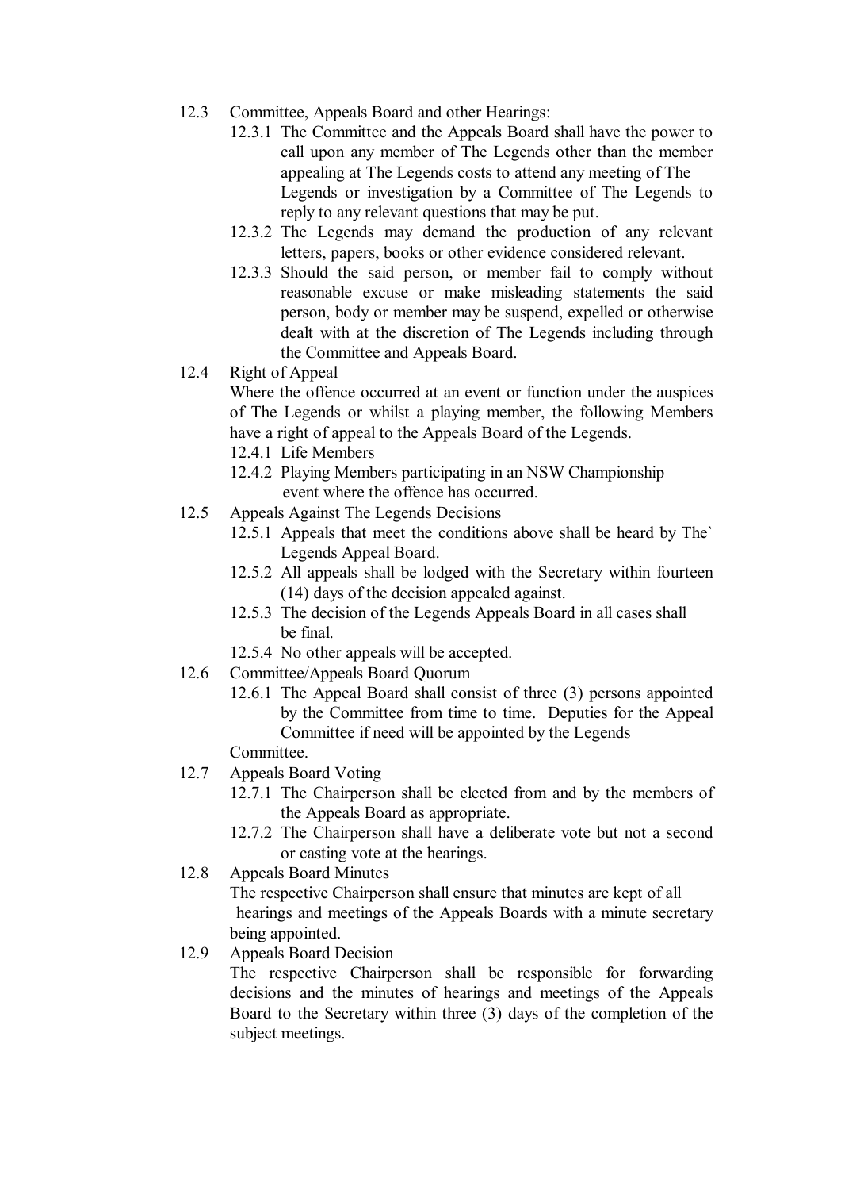12.3 Committee, Appeals Board and other Hearings:

12.3.1 The Committee and the Appeals Board shall have the power to call upon any member of The Legends other than the member appealing at The Legends costs to attend any meeting of The Legends or investigation by a Committee of The Legends to reply to any relevant questions that may be put.

12.3.2 The Legends may demand the production of any relevant letters, papers, books or other evidence considered relevant.

12.3.3 Should the said person, or member fail to comply without reasonable excuse or make misleading statements the said person, body or member may be suspend, expelled or otherwise dealt with at the discretion of The Legends including through the Committee and Appeals Board.

12.4 Right of Appeal

Where the offence occurred at an event or function under the auspices of The Legends or whilst a playing member, the following Members have a right of appeal to the Appeals Board of the Legends.

12.4.1 Life Members

12.4.2 Playing Members participating in an NSW Championship event where the offence has occurred.

12.5 Appeals Against The Legends Decisions

12.5.1 Appeals that meet the conditions above shall be heard by The` Legends Appeal Board.

12.5.2 All appeals shall be lodged with the Secretary within fourteen (14) days of the decision appealed against.

12.5.3 The decision of the Legends Appeals Board in all cases shall be final.

12.5.4 No other appeals will be accepted.

12.6 Committee/Appeals Board Quorum

12.6.1 The Appeal Board shall consist of three (3) persons appointed by the Committee from time to time. Deputies for the Appeal Committee if need will be appointed by the Legends Committee.

12.7 Appeals Board Voting

12.7.1 The Chairperson shall be elected from and by the members of the Appeals Board as appropriate.

12.7.2 The Chairperson shall have a deliberate vote but not a second or casting vote at the hearings.

12.8 Appeals Board Minutes

The respective Chairperson shall ensure that minutes are kept of all hearings and meetings of the Appeals Boards with a minute secretary being appointed.

12.9 Appeals Board Decision

The respective Chairperson shall be responsible for forwarding decisions and the minutes of hearings and meetings of the Appeals Board to the Secretary within three (3) days of the completion of the subject meetings.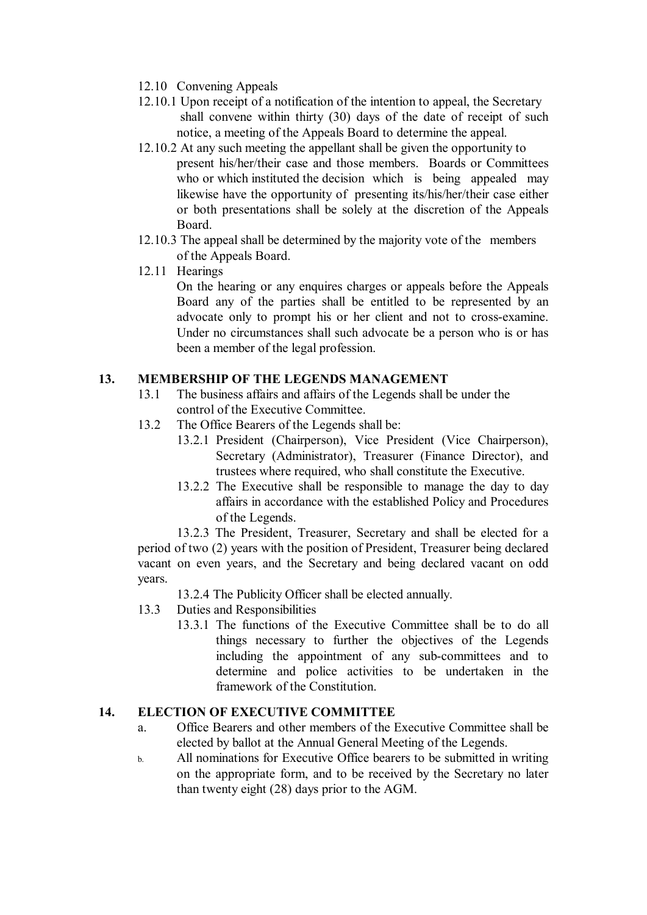12.10 Convening Appeals

12.10.1 Upon receipt of a notification of the intention to appeal, the Secretary shall convene within thirty (30) days of the date of receipt of such notice, a meeting of the Appeals Board to determine the appeal.

12.10.2 At any such meeting the appellant shall be given the opportunity to present his/her/their case and those members. Boards or Committees who or which instituted the decision which is being appealed may likewise have the opportunity of presenting its/his/her/their case either or both presentations shall be solely at the discretion of the Appeals Board.

12.10.3 The appeal shall be determined by the majority vote of the members of the Appeals Board.

12.11 Hearings

On the hearing or any enquires charges or appeals before the Appeals Board any of the parties shall be entitled to be represented by an advocate only to prompt his or her client and not to cross-examine. Under no circumstances shall such advocate be a person who is or has been a member of the legal profession.

## 13. MEMBERSHIP OF THE LEGENDS MANAGEMENT

13.1 The business affairs and affairs of the Legends shall be under the control of the Executive Committee.

13.2 The Office Bearers of the Legends shall be:

13.2.1 President (Chairperson), Vice President (Vice Chairperson), Secretary (Administrator), Treasurer (Finance Director), and trustees where required, who shall constitute the Executive.

13.2.2 The Executive shall be responsible to manage the day to day affairs in accordance with the established Policy and Procedures of the Legends.

13.2.3 The President, Treasurer, Secretary and shall be elected for a period of two (2) years with the position of President, Treasurer being declared vacant on even years, and the Secretary and being declared vacant on odd years.

13.2.4 The Publicity Officer shall be elected annually.

13.3 Duties and Responsibilities

13.3.1 The functions of the Executive Committee shall be to do all things necessary to further the objectives of the Legends including the appointment of any sub-committees and to determine and police activities to be undertaken in the framework of the Constitution.

## 14. ELECTION OF EXECUTIVE COMMITTEE

a. Office Bearers and other members of the Executive Committee shall be elected by ballot at the Annual General Meeting of the Legends.

b. All nominations for Executive Office bearers to be submitted in writing on the appropriate form, and to be received by the Secretary no later than twenty eight (28) days prior to the AGM.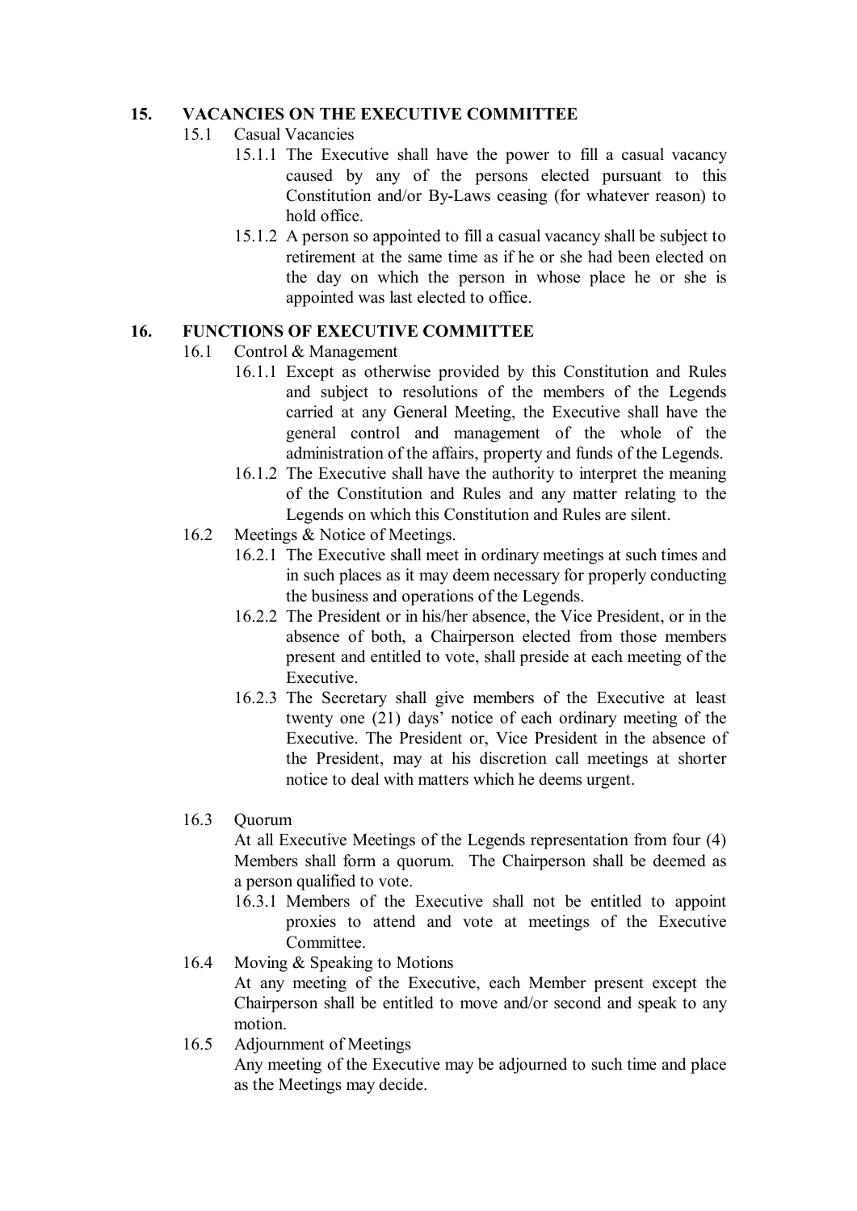## 15. VACANCIES ON THE EXECUTIVE COMMITTEE

15.1 Casual Vacancies

15.1.1 The Executive shall have the power to fill a casual vacancy caused by any of the persons elected pursuant to this Constitution and/or By-Laws ceasing (for whatever reason) to hold office.

15.1.2 A person so appointed to fill a casual vacancy shall be subject to retirement at the same time as if he or she had been elected on the day on which the person in whose place he or she is appointed was last elected to office.

## 16. FUNCTIONS OF EXECUTIVE COMMITTEE

16.1 Control & Management

16.1.1 Except as otherwise provided by this Constitution and Rules and subject to resolutions of the members of the Legends carried at any General Meeting, the Executive shall have the general control and management of the whole of the administration of the affairs, property and funds of the Legends.

16.1.2 The Executive shall have the authority to interpret the meaning of the Constitution and Rules and any matter relating to the Legends on which this Constitution and Rules are silent.

16.2 Meetings & Notice of Meetings.

16.2.1 The Executive shall meet in ordinary meetings at such times and in such places as it may deem necessary for properly conducting the business and operations of the Legends.

16.2.2 The President or in his/her absence, the Vice President, or in the absence of both, a Chairperson elected from those members present and entitled to vote, shall preside at each meeting of the Executive.

16.2.3 The Secretary shall give members of the Executive at least twenty one (21) days' notice of each ordinary meeting of the Executive. The President or, Vice President in the absence of the President, may at his discretion call meetings at shorter notice to deal with matters which he deems urgent.

16.3 Quorum

At all Executive Meetings of the Legends representation from four (4) Members shall form a quorum. The Chairperson shall be deemed as a person qualified to vote.

16.3.1 Members of the Executive shall not be entitled to appoint proxies to attend and vote at meetings of the Executive Committee.

16.4 Moving & Speaking to Motions

At any meeting of the Executive, each Member present except the Chairperson shall be entitled to move and/or second and speak to any motion.

16.5 Adjournment of Meetings

Any meeting of the Executive may be adjourned to such time and place as the Meetings may decide.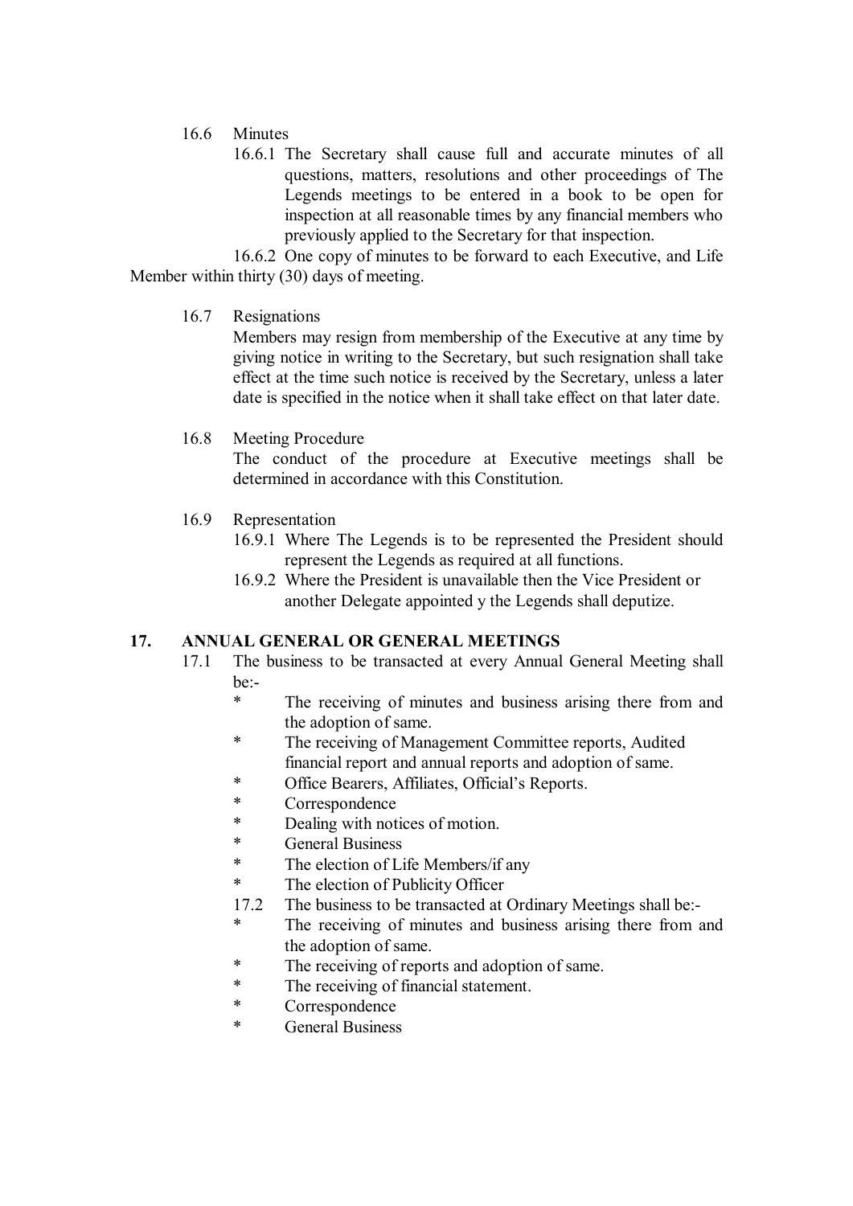16.6 Minutes

16.6.1 The Secretary shall cause full and accurate minutes of all questions, matters, resolutions and other proceedings of The Legends meetings to be entered in a book to be open for inspection at all reasonable times by any financial members who previously applied to the Secretary for that inspection.

16.6.2 One copy of minutes to be forward to each Executive, and Life Member within thirty (30) days of meeting.

16.7 Resignations

Members may resign from membership of the Executive at any time by giving notice in writing to the Secretary, but such resignation shall take effect at the time such notice is received by the Secretary, unless a later date is specified in the notice when it shall take effect on that later date.

16.8 Meeting Procedure

The conduct of the procedure at Executive meetings shall be determined in accordance with this Constitution.

16.9 Representation

16.9.1 Where The Legends is to be represented the President should represent the Legends as required at all functions.

16.9.2 Where the President is unavailable then the Vice President or another Delegate appointed y the Legends shall deputize.

## 17. ANNUAL GENERAL OR GENERAL MEETINGS

17.1 The business to be transacted at every Annual General Meeting shall be:-

* The receiving of minutes and business arising there from and the adoption of same.
* The receiving of Management Committee reports, Audited financial report and annual reports and adoption of same.
* Office Bearers, Affiliates, Official's Reports.
* Correspondence
* Dealing with notices of motion.
* General Business
* The election of Life Members/if any
* The election of Publicity Officer

17.2 The business to be transacted at Ordinary Meetings shall be:-

* The receiving of minutes and business arising there from and the adoption of same.
* The receiving of reports and adoption of same.
* The receiving of financial statement.
* Correspondence
* General Business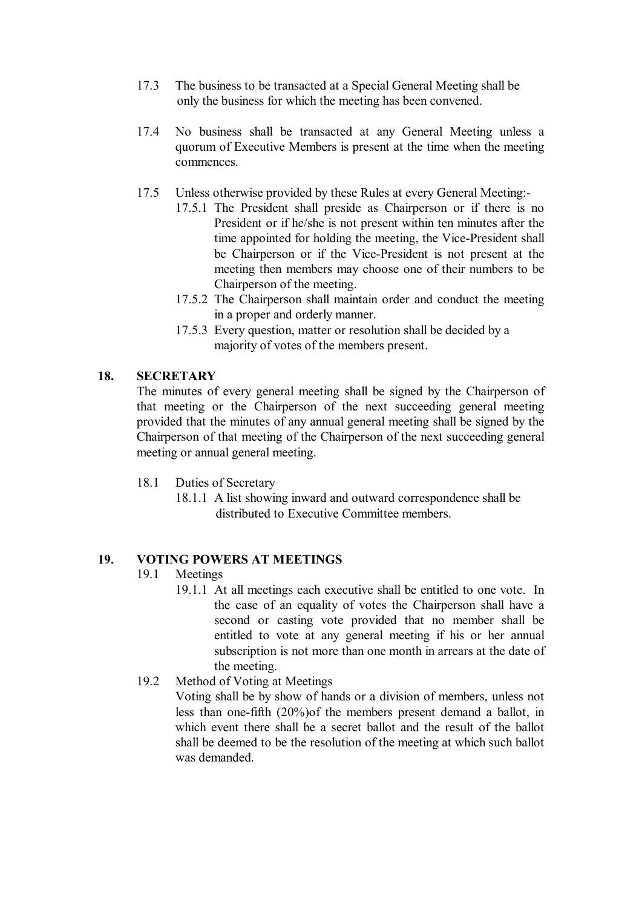17.3 The business to be transacted at a Special General Meeting shall be only the business for which the meeting has been convened.

17.4 No business shall be transacted at any General Meeting unless a quorum of Executive Members is present at the time when the meeting commences.

17.5 Unless otherwise provided by these Rules at every General Meeting:-

17.5.1 The President shall preside as Chairperson or if there is no President or if he/she is not present within ten minutes after the time appointed for holding the meeting, the Vice-President shall be Chairperson or if the Vice-President is not present at the meeting then members may choose one of their numbers to be Chairperson of the meeting.

17.5.2 The Chairperson shall maintain order and conduct the meeting in a proper and orderly manner.

17.5.3 Every question, matter or resolution shall be decided by a majority of votes of the members present.

## 18. SECRETARY

The minutes of every general meeting shall be signed by the Chairperson of that meeting or the Chairperson of the next succeeding general meeting provided that the minutes of any annual general meeting shall be signed by the Chairperson of that meeting of the Chairperson of the next succeeding general meeting or annual general meeting.

18.1 Duties of Secretary

18.1.1 A list showing inward and outward correspondence shall be distributed to Executive Committee members.

## 19. VOTING POWERS AT MEETINGS

19.1 Meetings

19.1.1 At all meetings each executive shall be entitled to one vote. In the case of an equality of votes the Chairperson shall have a second or casting vote provided that no member shall be entitled to vote at any general meeting if his or her annual subscription is not more than one month in arrears at the date of the meeting.

19.2 Method of Voting at Meetings

Voting shall be by show of hands or a division of members, unless not less than one-fifth (20%)of the members present demand a ballot, in which event there shall be a secret ballot and the result of the ballot shall be deemed to be the resolution of the meeting at which such ballot was demanded.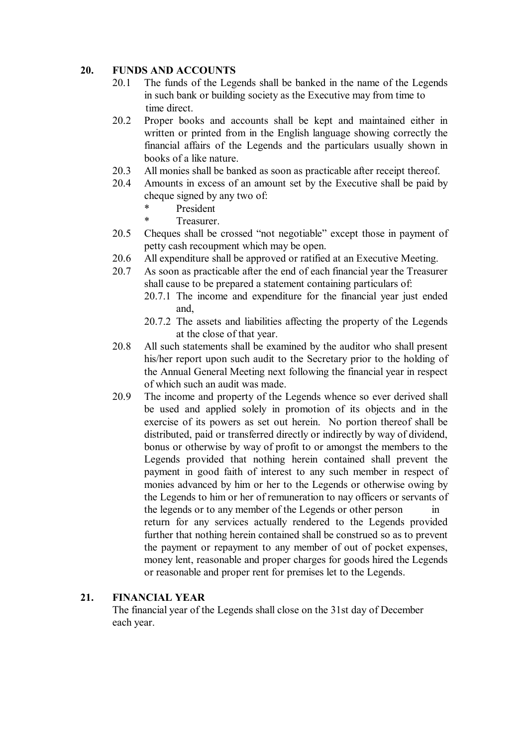## 20. FUNDS AND ACCOUNTS

20.1 The funds of the Legends shall be banked in the name of the Legends in such bank or building society as the Executive may from time to time direct.

20.2 Proper books and accounts shall be kept and maintained either in written or printed from in the English language showing correctly the financial affairs of the Legends and the particulars usually shown in books of a like nature.

20.3 All monies shall be banked as soon as practicable after receipt thereof.

20.4 Amounts in excess of an amount set by the Executive shall be paid by cheque signed by any two of:

- President
- Treasurer.

20.5 Cheques shall be crossed "not negotiable" except those in payment of petty cash recoupment which may be open.

20.6 All expenditure shall be approved or ratified at an Executive Meeting.

20.7 As soon as practicable after the end of each financial year the Treasurer shall cause to be prepared a statement containing particulars of:

20.7.1 The income and expenditure for the financial year just ended and,

20.7.2 The assets and liabilities affecting the property of the Legends at the close of that year.

20.8 All such statements shall be examined by the auditor who shall present his/her report upon such audit to the Secretary prior to the holding of the Annual General Meeting next following the financial year in respect of which such an audit was made.

20.9 The income and property of the Legends whence so ever derived shall be used and applied solely in promotion of its objects and in the exercise of its powers as set out herein. No portion thereof shall be distributed, paid or transferred directly or indirectly by way of dividend, bonus or otherwise by way of profit to or amongst the members to the Legends provided that nothing herein contained shall prevent the payment in good faith of interest to any such member in respect of monies advanced by him or her to the Legends or otherwise owing by the Legends to him or her of remuneration to nay officers or servants of the legends or to any member of the Legends or other person in return for any services actually rendered to the Legends provided further that nothing herein contained shall be construed so as to prevent the payment or repayment to any member of out of pocket expenses, money lent, reasonable and proper charges for goods hired the Legends or reasonable and proper rent for premises let to the Legends.

## 21. FINANCIAL YEAR

The financial year of the Legends shall close on the 31st day of December each year.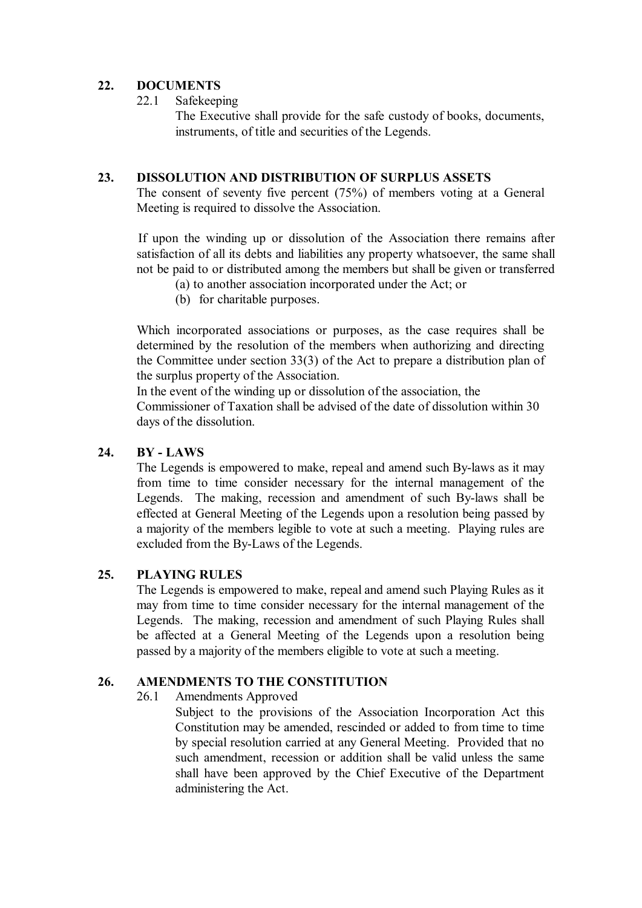## 22. DOCUMENTS

22.1 Safekeeping

The Executive shall provide for the safe custody of books, documents, instruments, of title and securities of the Legends.

## 23. DISSOLUTION AND DISTRIBUTION OF SURPLUS ASSETS

The consent of seventy five percent (75%) of members voting at a General Meeting is required to dissolve the Association.

If upon the winding up or dissolution of the Association there remains after satisfaction of all its debts and liabilities any property whatsoever, the same shall not be paid to or distributed among the members but shall be given or transferred

(a) to another association incorporated under the Act; or

(b) for charitable purposes.

Which incorporated associations or purposes, as the case requires shall be determined by the resolution of the members when authorizing and directing the Committee under section 33(3) of the Act to prepare a distribution plan of the surplus property of the Association.

In the event of the winding up or dissolution of the association, the Commissioner of Taxation shall be advised of the date of dissolution within 30 days of the dissolution.

## 24. BY - LAWS

The Legends is empowered to make, repeal and amend such By-laws as it may from time to time consider necessary for the internal management of the Legends. The making, recession and amendment of such By-laws shall be effected at General Meeting of the Legends upon a resolution being passed by a majority of the members legible to vote at such a meeting. Playing rules are excluded from the By-Laws of the Legends.

## 25. PLAYING RULES

The Legends is empowered to make, repeal and amend such Playing Rules as it may from time to time consider necessary for the internal management of the Legends. The making, recession and amendment of such Playing Rules shall be affected at a General Meeting of the Legends upon a resolution being passed by a majority of the members eligible to vote at such a meeting.

## 26. AMENDMENTS TO THE CONSTITUTION

26.1 Amendments Approved

Subject to the provisions of the Association Incorporation Act this Constitution may be amended, rescinded or added to from time to time by special resolution carried at any General Meeting. Provided that no such amendment, recession or addition shall be valid unless the same shall have been approved by the Chief Executive of the Department administering the Act.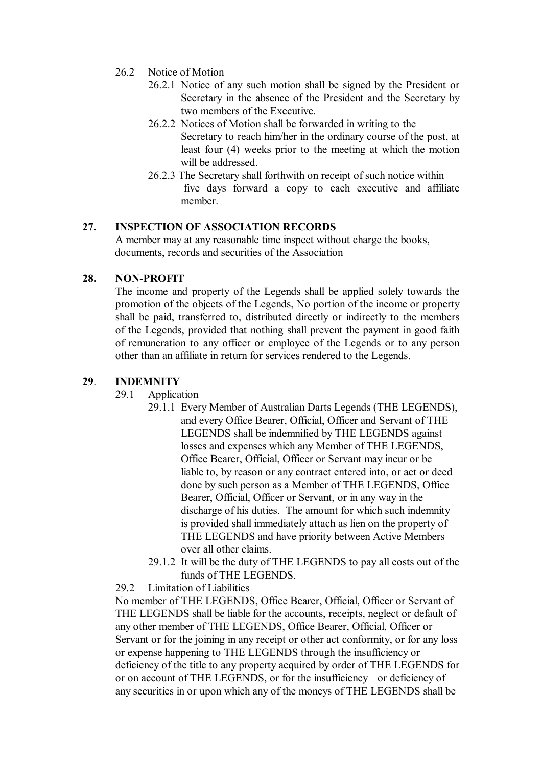26.2 Notice of Motion

26.2.1 Notice of any such motion shall be signed by the President or Secretary in the absence of the President and the Secretary by two members of the Executive.

26.2.2 Notices of Motion shall be forwarded in writing to the Secretary to reach him/her in the ordinary course of the post, at least four (4) weeks prior to the meeting at which the motion will be addressed.

26.2.3 The Secretary shall forthwith on receipt of such notice within five days forward a copy to each executive and affiliate member.

## 27. INSPECTION OF ASSOCIATION RECORDS

A member may at any reasonable time inspect without charge the books, documents, records and securities of the Association

## 28. NON-PROFIT

The income and property of the Legends shall be applied solely towards the promotion of the objects of the Legends, No portion of the income or property shall be paid, transferred to, distributed directly or indirectly to the members of the Legends, provided that nothing shall prevent the payment in good faith of remuneration to any officer or employee of the Legends or to any person other than an affiliate in return for services rendered to the Legends.

## 29. INDEMNITY

29.1 Application

29.1.1 Every Member of Australian Darts Legends (THE LEGENDS), and every Office Bearer, Official, Officer and Servant of THE LEGENDS shall be indemnified by THE LEGENDS against losses and expenses which any Member of THE LEGENDS, Office Bearer, Official, Officer or Servant may incur or be liable to, by reason or any contract entered into, or act or deed done by such person as a Member of THE LEGENDS, Office Bearer, Official, Officer or Servant, or in any way in the discharge of his duties. The amount for which such indemnity is provided shall immediately attach as lien on the property of THE LEGENDS and have priority between Active Members over all other claims.

29.1.2 It will be the duty of THE LEGENDS to pay all costs out of the funds of THE LEGENDS.

29.2 Limitation of Liabilities

No member of THE LEGENDS, Office Bearer, Official, Officer or Servant of THE LEGENDS shall be liable for the accounts, receipts, neglect or default of any other member of THE LEGENDS, Office Bearer, Official, Officer or Servant or for the joining in any receipt or other act conformity, or for any loss or expense happening to THE LEGENDS through the insufficiency or deficiency of the title to any property acquired by order of THE LEGENDS for or on account of THE LEGENDS, or for the insufficiency or deficiency of any securities in or upon which any of the moneys of THE LEGENDS shall be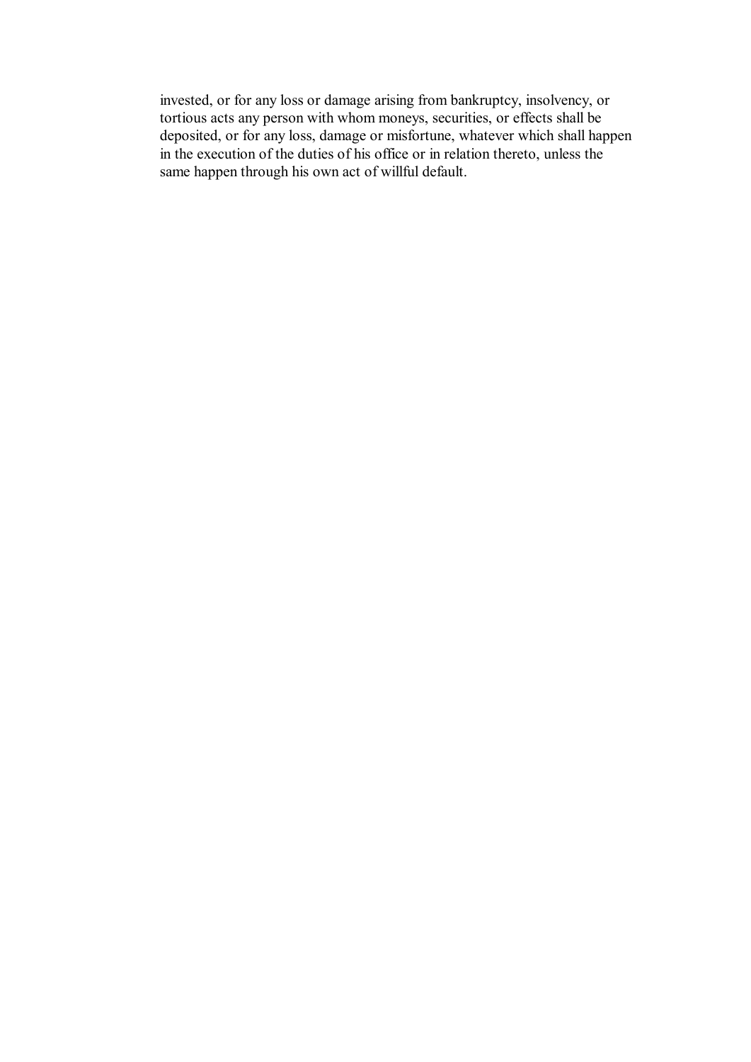invested, or for any loss or damage arising from bankruptcy, insolvency, or tortious acts any person with whom moneys, securities, or effects shall be deposited, or for any loss, damage or misfortune, whatever which shall happen in the execution of the duties of his office or in relation thereto, unless the same happen through his own act of willful default.